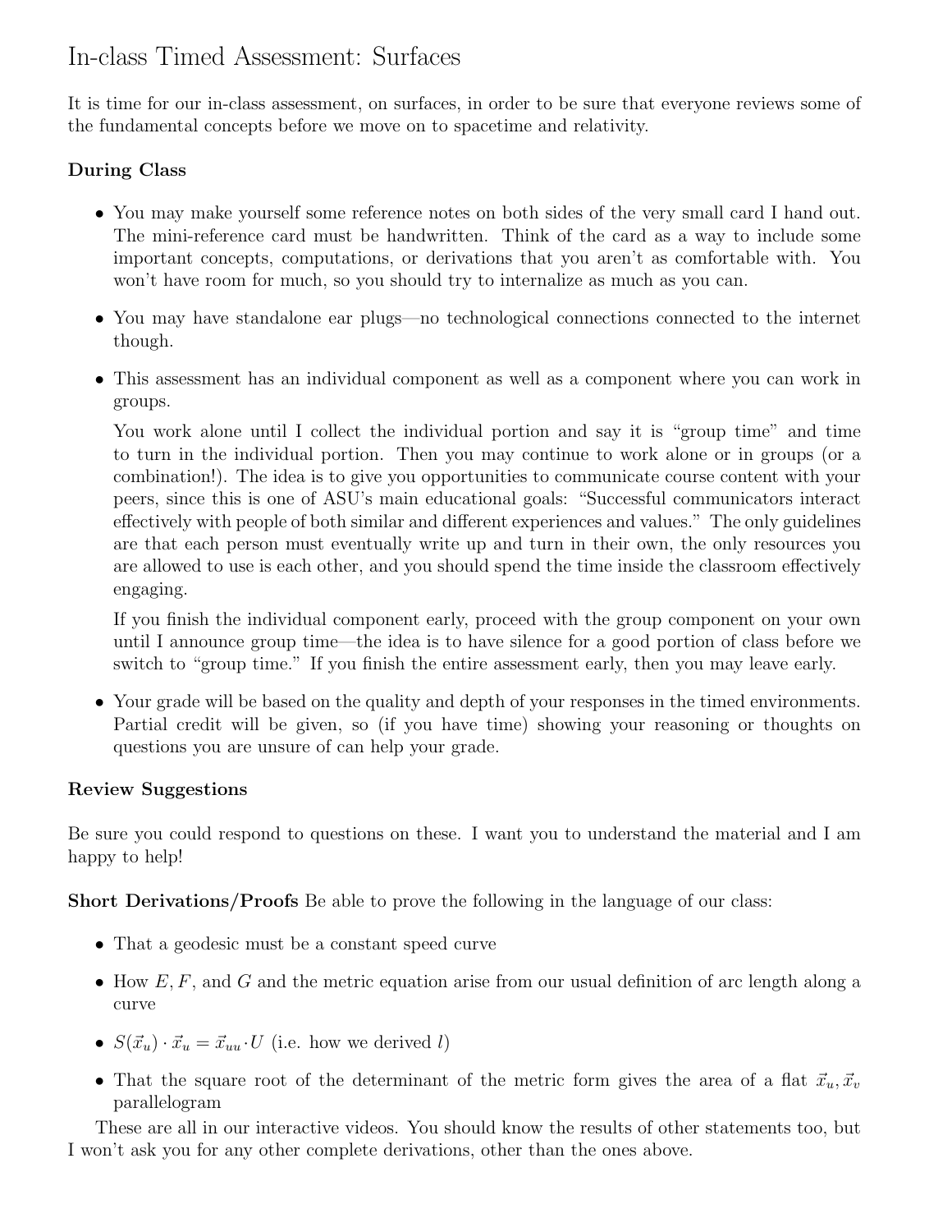# In-class Timed Assessment: Surfaces

It is time for our in-class assessment, on surfaces, in order to be sure that everyone reviews some of the fundamental concepts before we move on to spacetime and relativity.

**During Class**

- You may make yourself some reference notes on both sides of the very small card I hand out. The mini-reference card must be handwritten. Think of the card as a way to include some important concepts, computations, or derivations that you aren't as comfortable with. You won't have room for much, so you should try to internalize as much as you can.
- You may have standalone ear plugs—no technological connections connected to the internet though.
- This assessment has an individual component as well as a component where you can work in groups.

  You work alone until I collect the individual portion and say it is "group time" and time to turn in the individual portion. Then you may continue to work alone or in groups (or a combination!). The idea is to give you opportunities to communicate course content with your peers, since this is one of ASU's main educational goals: "Successful communicators interact effectively with people of both similar and different experiences and values." The only guidelines are that each person must eventually write up and turn in their own, the only resources you are allowed to use is each other, and you should spend the time inside the classroom effectively engaging.

  If you finish the individual component early, proceed with the group component on your own until I announce group time—the idea is to have silence for a good portion of class before we switch to "group time." If you finish the entire assessment early, then you may leave early.
- Your grade will be based on the quality and depth of your responses in the timed environments. Partial credit will be given, so (if you have time) showing your reasoning or thoughts on questions you are unsure of can help your grade.

**Review Suggestions**

Be sure you could respond to questions on these. I want you to understand the material and I am happy to help!

**Short Derivations/Proofs** Be able to prove the following in the language of our class:

- That a geodesic must be a constant speed curve
- How $E, F$, and $G$ and the metric equation arise from our usual definition of arc length along a curve
- $S(\vec{x}_u) \cdot \vec{x}_u = \vec{x}_{uu} \cdot U$ (i.e. how we derived $l$)
- That the square root of the determinant of the metric form gives the area of a flat $\vec{x}_u, \vec{x}_v$ parallelogram

These are all in our interactive videos. You should know the results of other statements too, but I won't ask you for any other complete derivations, other than the ones above.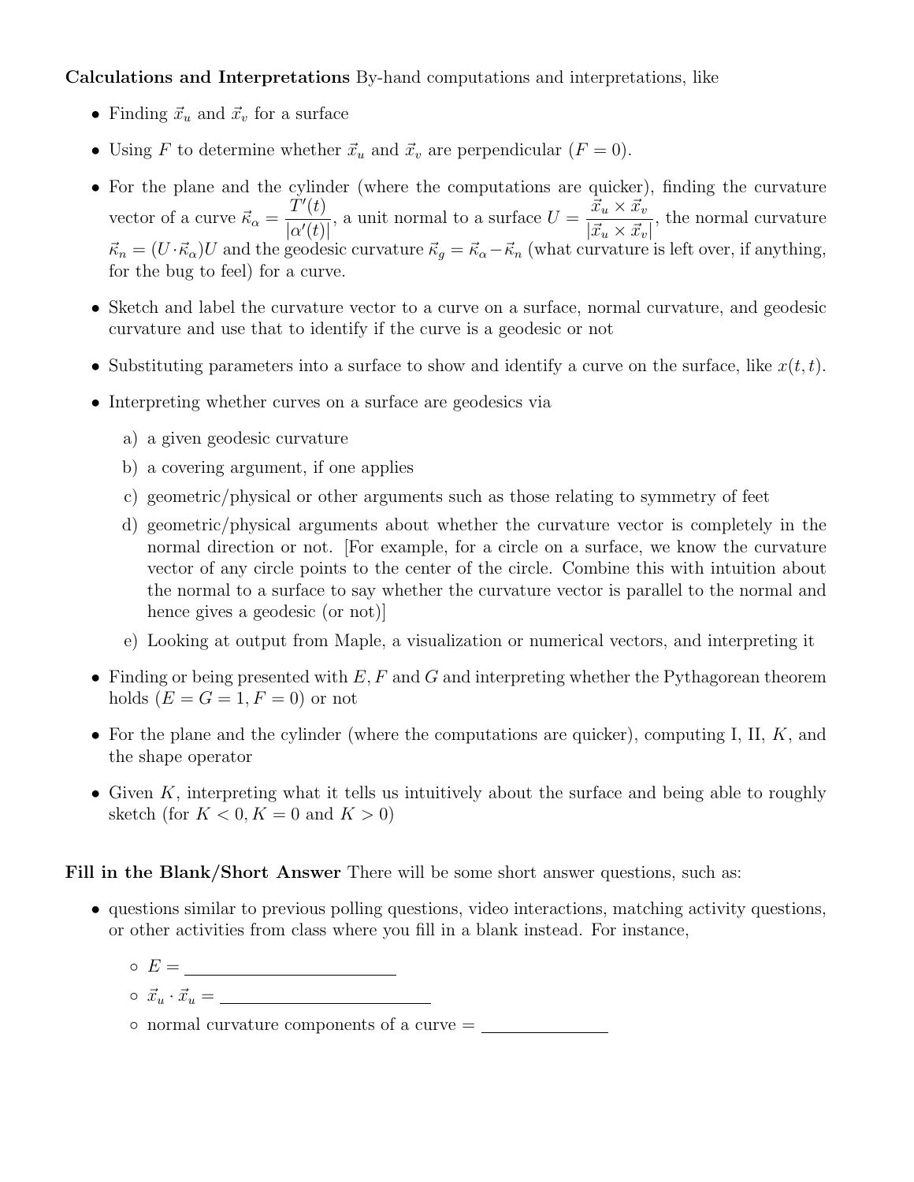**Calculations and Interpretations** By-hand computations and interpretations, like

- Finding $\vec{x}_u$ and $\vec{x}_v$ for a surface
- Using $F$ to determine whether $\vec{x}_u$ and $\vec{x}_v$ are perpendicular ($F = 0$).
- For the plane and the cylinder (where the computations are quicker), finding the curvature vector of a curve $\vec{\kappa}_\alpha = \dfrac{T'(t)}{|\alpha'(t)|}$, a unit normal to a surface $U = \dfrac{\vec{x}_u \times \vec{x}_v}{|\vec{x}_u \times \vec{x}_v|}$, the normal curvature $\vec{\kappa}_n = (U \cdot \vec{\kappa}_\alpha)U$ and the geodesic curvature $\vec{\kappa}_g = \vec{\kappa}_\alpha - \vec{\kappa}_n$ (what curvature is left over, if anything, for the bug to feel) for a curve.
- Sketch and label the curvature vector to a curve on a surface, normal curvature, and geodesic curvature and use that to identify if the curve is a geodesic or not
- Substituting parameters into a surface to show and identify a curve on the surface, like $x(t, t)$.
- Interpreting whether curves on a surface are geodesics via
  a) a given geodesic curvature
  b) a covering argument, if one applies
  c) geometric/physical or other arguments such as those relating to symmetry of feet
  d) geometric/physical arguments about whether the curvature vector is completely in the normal direction or not. [For example, for a circle on a surface, we know the curvature vector of any circle points to the center of the circle. Combine this with intuition about the normal to a surface to say whether the curvature vector is parallel to the normal and hence gives a geodesic (or not)]
  e) Looking at output from Maple, a visualization or numerical vectors, and interpreting it
- Finding or being presented with $E, F$ and $G$ and interpreting whether the Pythagorean theorem holds ($E = G = 1, F = 0$) or not
- For the plane and the cylinder (where the computations are quicker), computing I, II, $K$, and the shape operator
- Given $K$, interpreting what it tells us intuitively about the surface and being able to roughly sketch (for $K < 0, K = 0$ and $K > 0$)

**Fill in the Blank/Short Answer** There will be some short answer questions, such as:

- questions similar to previous polling questions, video interactions, matching activity questions, or other activities from class where you fill in a blank instead. For instance,
  - $E =$ ______________________
  - $\vec{x}_u \cdot \vec{x}_u =$ ______________________
  - normal curvature components of a curve = ______________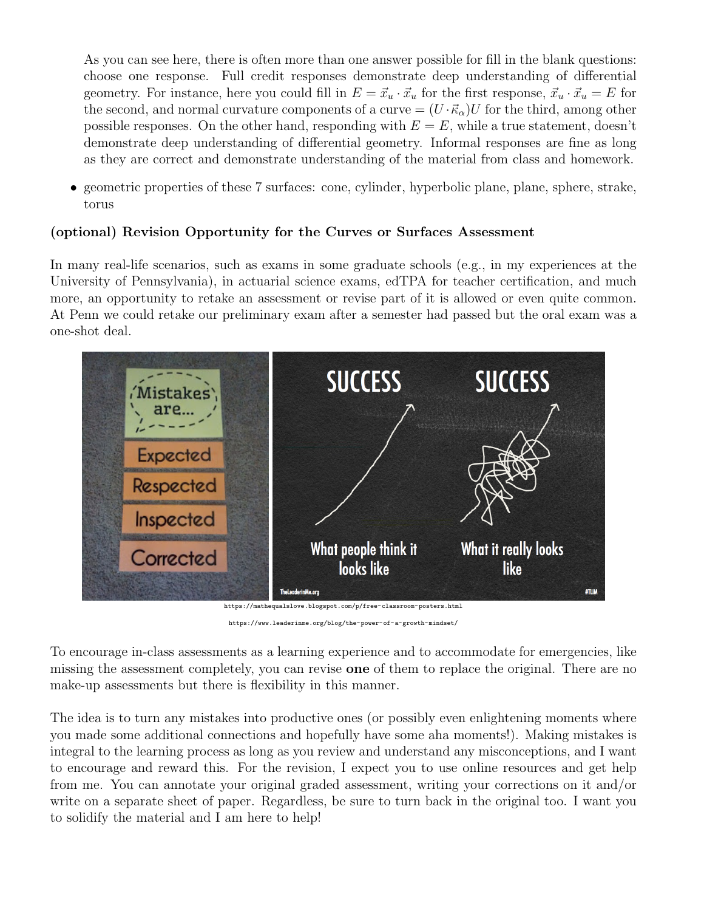As you can see here, there is often more than one answer possible for fill in the blank questions: choose one response. Full credit responses demonstrate deep understanding of differential geometry. For instance, here you could fill in $E = \vec{x}_u \cdot \vec{x}_u$ for the first response, $\vec{x}_u \cdot \vec{x}_u = E$ for the second, and normal curvature components of a curve $= (U \cdot \vec{\kappa}_\alpha)U$ for the third, among other possible responses. On the other hand, responding with $E = E$, while a true statement, doesn't demonstrate deep understanding of differential geometry. Informal responses are fine as long as they are correct and demonstrate understanding of the material from class and homework.

- geometric properties of these 7 surfaces: cone, cylinder, hyperbolic plane, plane, sphere, strake, torus

### (optional) Revision Opportunity for the Curves or Surfaces Assessment

In many real-life scenarios, such as exams in some graduate schools (e.g., in my experiences at the University of Pennsylvania), in actuarial science exams, edTPA for teacher certification, and much more, an opportunity to retake an assessment or revise part of it is allowed or even quite common. At Penn we could retake our preliminary exam after a semester had passed but the oral exam was a one-shot deal.

https://mathequalslove.blogspot.com/p/free-classroom-posters.html

https://www.leaderinme.org/blog/the-power-of-a-growth-mindset/

To encourage in-class assessments as a learning experience and to accommodate for emergencies, like missing the assessment completely, you can revise **one** of them to replace the original. There are no make-up assessments but there is flexibility in this manner.

The idea is to turn any mistakes into productive ones (or possibly even enlightening moments where you made some additional connections and hopefully have some aha moments!). Making mistakes is integral to the learning process as long as you review and understand any misconceptions, and I want to encourage and reward this. For the revision, I expect you to use online resources and get help from me. You can annotate your original graded assessment, writing your corrections on it and/or write on a separate sheet of paper. Regardless, be sure to turn back in the original too. I want you to solidify the material and I am here to help!